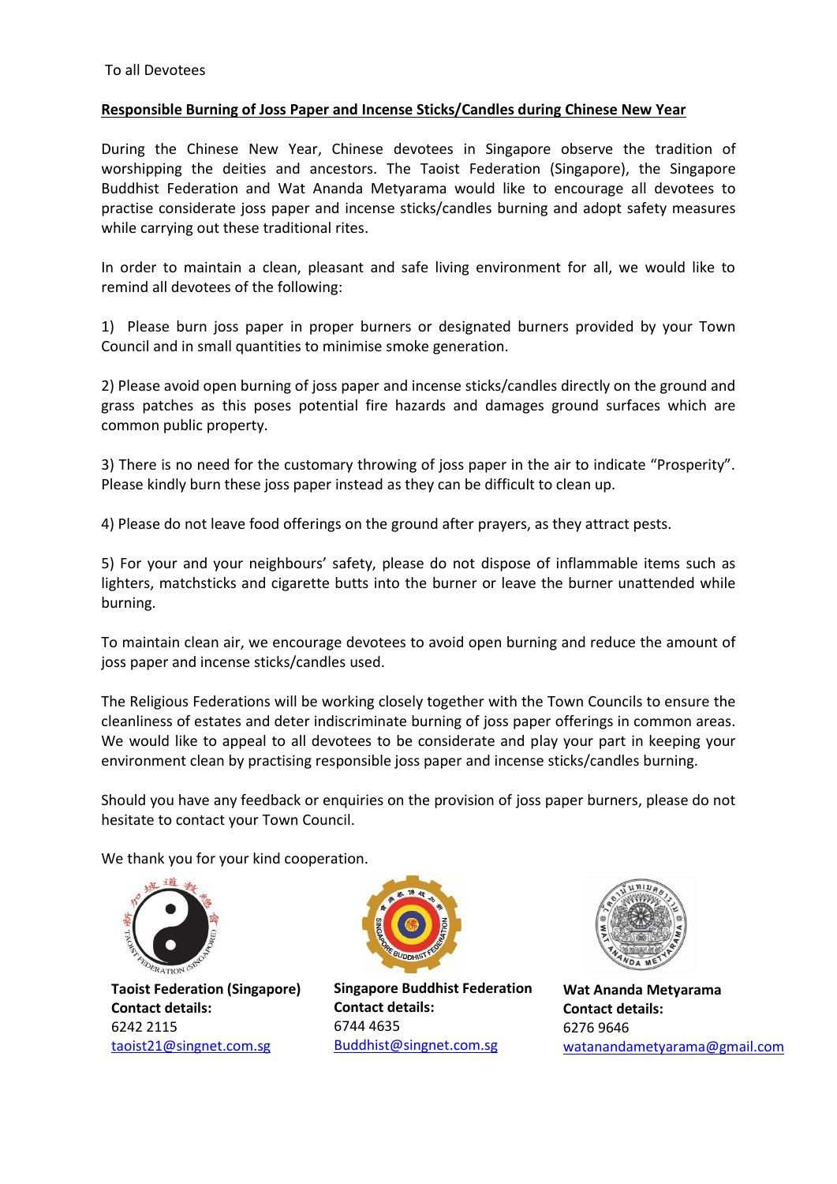To all Devotees

**<u>Responsible Burning of Joss Paper and Incense Sticks/Candles during Chinese New Year</u>**

During the Chinese New Year, Chinese devotees in Singapore observe the tradition of worshipping the deities and ancestors. The Taoist Federation (Singapore), the Singapore Buddhist Federation and Wat Ananda Metyarama would like to encourage all devotees to practise considerate joss paper and incense sticks/candles burning and adopt safety measures while carrying out these traditional rites.

In order to maintain a clean, pleasant and safe living environment for all, we would like to remind all devotees of the following:

1) Please burn joss paper in proper burners or designated burners provided by your Town Council and in small quantities to minimise smoke generation.

2) Please avoid open burning of joss paper and incense sticks/candles directly on the ground and grass patches as this poses potential fire hazards and damages ground surfaces which are common public property.

3) There is no need for the customary throwing of joss paper in the air to indicate "Prosperity". Please kindly burn these joss paper instead as they can be difficult to clean up.

4) Please do not leave food offerings on the ground after prayers, as they attract pests.

5) For your and your neighbours' safety, please do not dispose of inflammable items such as lighters, matchsticks and cigarette butts into the burner or leave the burner unattended while burning.

To maintain clean air, we encourage devotees to avoid open burning and reduce the amount of joss paper and incense sticks/candles used.

The Religious Federations will be working closely together with the Town Councils to ensure the cleanliness of estates and deter indiscriminate burning of joss paper offerings in common areas. We would like to appeal to all devotees to be considerate and play your part in keeping your environment clean by practising responsible joss paper and incense sticks/candles burning.

Should you have any feedback or enquiries on the provision of joss paper burners, please do not hesitate to contact your Town Council.

We thank you for your kind cooperation.

**Taoist Federation (Singapore)**
**Contact details:**
6242 2115
taoist21@singnet.com.sg

**Singapore Buddhist Federation**
**Contact details:**
6744 4635
Buddhist@singnet.com.sg

**Wat Ananda Metyarama**
**Contact details:**
6276 9646
watanandametyarama@gmail.com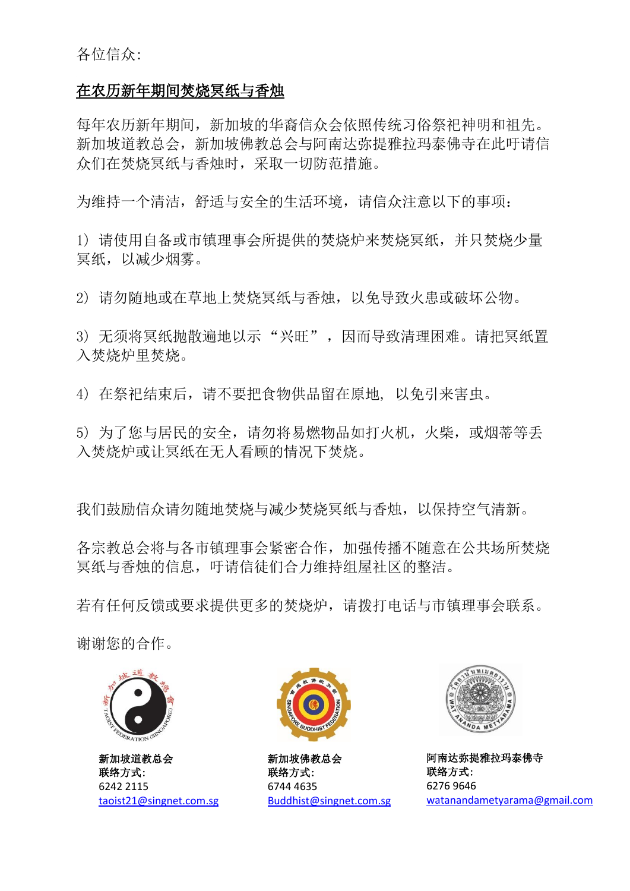各位信众:

## 在农历新年期间焚烧冥纸与香烛

每年农历新年期间，新加坡的华裔信众会依照传统习俗祭祀神明和祖先。新加坡道教总会，新加坡佛教总会与阿南达弥提雅拉玛泰佛寺在此吁请信众们在焚烧冥纸与香烛时，采取一切防范措施。

为维持一个清洁，舒适与安全的生活环境，请信众注意以下的事项：

1）请使用自备或市镇理事会所提供的焚烧炉来焚烧冥纸，并只焚烧少量冥纸，以减少烟雾。

2）请勿随地或在草地上焚烧冥纸与香烛，以免导致火患或破坏公物。

3）无须将冥纸抛散遍地以示“兴旺”，因而导致清理困难。请把冥纸置入焚烧炉里焚烧。

4）在祭祀结束后，请不要把食物供品留在原地，以免引来害虫。

5）为了您与居民的安全，请勿将易燃物品如打火机，火柴，或烟蒂等丢入焚烧炉或让冥纸在无人看顾的情况下焚烧。

我们鼓励信众请勿随地焚烧与减少焚烧冥纸与香烛，以保持空气清新。

各宗教总会将与各市镇理事会紧密合作，加强传播不随意在公共场所焚烧冥纸与香烛的信息，吁请信徒们合力维持组屋社区的整洁。

若有任何反馈或要求提供更多的焚烧炉，请拨打电话与市镇理事会联系。

谢谢您的合作。

**新加坡道教总会**
**联络方式:**
6242 2115
taoist21@singnet.com.sg

**新加坡佛教总会**
**联络方式:**
6744 4635
Buddhist@singnet.com.sg

**阿南达弥提雅拉玛泰佛寺**
**联络方式:**
6276 9646
watanandametyarama@gmail.com